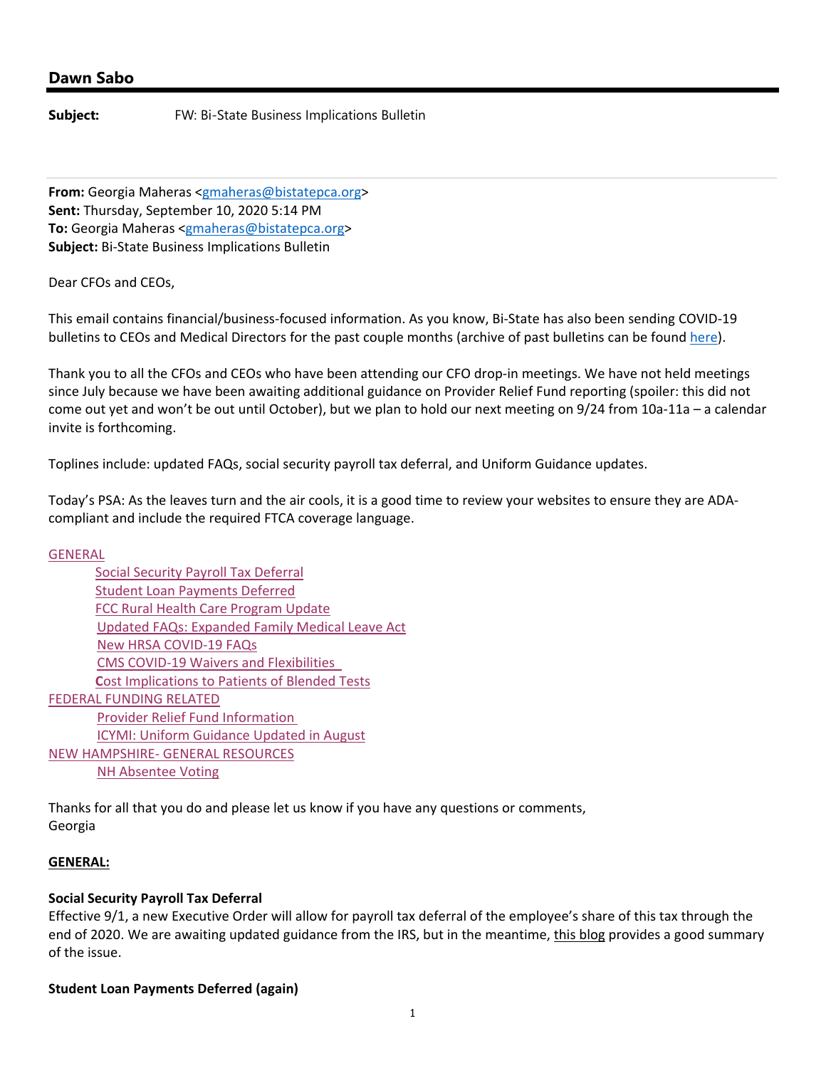## Dawn Sabo

**Subject:** FW: Bi-State Business Implications Bulletin

**From:** Georgia Maheras <gmaheras@bistatepca.org>
**Sent:** Thursday, September 10, 2020 5:14 PM
**To:** Georgia Maheras <gmaheras@bistatepca.org>
**Subject:** Bi-State Business Implications Bulletin

Dear CFOs and CEOs,

This email contains financial/business-focused information. As you know, Bi-State has also been sending COVID-19 bulletins to CEOs and Medical Directors for the past couple months (archive of past bulletins can be found here).

Thank you to all the CFOs and CEOs who have been attending our CFO drop-in meetings. We have not held meetings since July because we have been awaiting additional guidance on Provider Relief Fund reporting (spoiler: this did not come out yet and won't be out until October), but we plan to hold our next meeting on 9/24 from 10a-11a – a calendar invite is forthcoming.

Toplines include: updated FAQs, social security payroll tax deferral, and Uniform Guidance updates.

Today's PSA: As the leaves turn and the air cools, it is a good time to review your websites to ensure they are ADA-compliant and include the required FTCA coverage language.

- GENERAL
  - Social Security Payroll Tax Deferral
  - Student Loan Payments Deferred
  - FCC Rural Health Care Program Update
  - Updated FAQs: Expanded Family Medical Leave Act
  - New HRSA COVID-19 FAQs
  - CMS COVID-19 Waivers and Flexibilities
  - Cost Implications to Patients of Blended Tests
- FEDERAL FUNDING RELATED
  - Provider Relief Fund Information
  - ICYMI: Uniform Guidance Updated in August
- NEW HAMPSHIRE- GENERAL RESOURCES
  - NH Absentee Voting

Thanks for all that you do and please let us know if you have any questions or comments,
Georgia

**GENERAL:**

**Social Security Payroll Tax Deferral**
Effective 9/1, a new Executive Order will allow for payroll tax deferral of the employee's share of this tax through the end of 2020. We are awaiting updated guidance from the IRS, but in the meantime, this blog provides a good summary of the issue.

**Student Loan Payments Deferred (again)**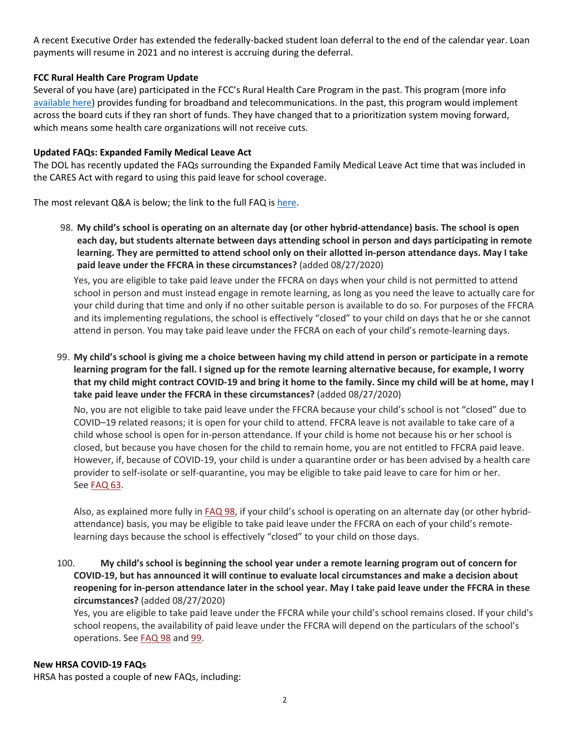A recent Executive Order has extended the federally-backed student loan deferral to the end of the calendar year. Loan payments will resume in 2021 and no interest is accruing during the deferral.

**FCC Rural Health Care Program Update**

Several of you have (are) participated in the FCC's Rural Health Care Program in the past. This program (more info available here) provides funding for broadband and telecommunications. In the past, this program would implement across the board cuts if they ran short of funds. They have changed that to a prioritization system moving forward, which means some health care organizations will not receive cuts.

**Updated FAQs: Expanded Family Medical Leave Act**

The DOL has recently updated the FAQs surrounding the Expanded Family Medical Leave Act time that was included in the CARES Act with regard to using this paid leave for school coverage.

The most relevant Q&A is below; the link to the full FAQ is here.

98. **My child's school is operating on an alternate day (or other hybrid-attendance) basis. The school is open each day, but students alternate between days attending school in person and days participating in remote learning. They are permitted to attend school only on their allotted in-person attendance days. May I take paid leave under the FFCRA in these circumstances?** (added 08/27/2020)

    Yes, you are eligible to take paid leave under the FFCRA on days when your child is not permitted to attend school in person and must instead engage in remote learning, as long as you need the leave to actually care for your child during that time and only if no other suitable person is available to do so. For purposes of the FFCRA and its implementing regulations, the school is effectively "closed" to your child on days that he or she cannot attend in person. You may take paid leave under the FFCRA on each of your child's remote-learning days.

99. **My child's school is giving me a choice between having my child attend in person or participate in a remote learning program for the fall. I signed up for the remote learning alternative because, for example, I worry that my child might contract COVID-19 and bring it home to the family. Since my child will be at home, may I take paid leave under the FFCRA in these circumstances?** (added 08/27/2020)

    No, you are not eligible to take paid leave under the FFCRA because your child's school is not "closed" due to COVID–19 related reasons; it is open for your child to attend. FFCRA leave is not available to take care of a child whose school is open for in-person attendance. If your child is home not because his or her school is closed, but because you have chosen for the child to remain home, you are not entitled to FFCRA paid leave. However, if, because of COVID-19, your child is under a quarantine order or has been advised by a health care provider to self-isolate or self-quarantine, you may be eligible to take paid leave to care for him or her. See FAQ 63.

    Also, as explained more fully in FAQ 98, if your child's school is operating on an alternate day (or other hybrid-attendance) basis, you may be eligible to take paid leave under the FFCRA on each of your child's remote-learning days because the school is effectively "closed" to your child on those days.

100. **My child's school is beginning the school year under a remote learning program out of concern for COVID-19, but has announced it will continue to evaluate local circumstances and make a decision about reopening for in-person attendance later in the school year. May I take paid leave under the FFCRA in these circumstances?** (added 08/27/2020)

    Yes, you are eligible to take paid leave under the FFCRA while your child's school remains closed. If your child's school reopens, the availability of paid leave under the FFCRA will depend on the particulars of the school's operations. See FAQ 98 and 99.

**New HRSA COVID-19 FAQs**

HRSA has posted a couple of new FAQs, including: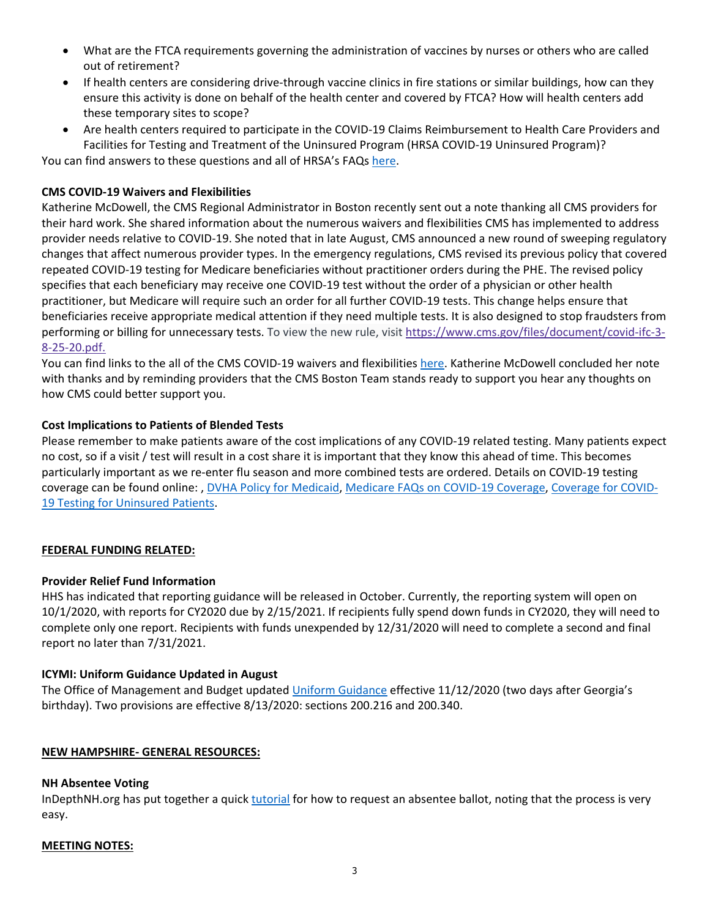- What are the FTCA requirements governing the administration of vaccines by nurses or others who are called out of retirement?
- If health centers are considering drive-through vaccine clinics in fire stations or similar buildings, how can they ensure this activity is done on behalf of the health center and covered by FTCA? How will health centers add these temporary sites to scope?
- Are health centers required to participate in the COVID-19 Claims Reimbursement to Health Care Providers and Facilities for Testing and Treatment of the Uninsured Program (HRSA COVID-19 Uninsured Program)?

You can find answers to these questions and all of HRSA's FAQs here.

**CMS COVID-19 Waivers and Flexibilities**

Katherine McDowell, the CMS Regional Administrator in Boston recently sent out a note thanking all CMS providers for their hard work. She shared information about the numerous waivers and flexibilities CMS has implemented to address provider needs relative to COVID-19. She noted that in late August, CMS announced a new round of sweeping regulatory changes that affect numerous provider types. In the emergency regulations, CMS revised its previous policy that covered repeated COVID-19 testing for Medicare beneficiaries without practitioner orders during the PHE. The revised policy specifies that each beneficiary may receive one COVID-19 test without the order of a physician or other health practitioner, but Medicare will require such an order for all further COVID-19 tests. This change helps ensure that beneficiaries receive appropriate medical attention if they need multiple tests. It is also designed to stop fraudsters from performing or billing for unnecessary tests. To view the new rule, visit https://www.cms.gov/files/document/covid-ifc-3-8-25-20.pdf.

You can find links to the all of the CMS COVID-19 waivers and flexibilities here. Katherine McDowell concluded her note with thanks and by reminding providers that the CMS Boston Team stands ready to support you hear any thoughts on how CMS could better support you.

**Cost Implications to Patients of Blended Tests**

Please remember to make patients aware of the cost implications of any COVID-19 related testing. Many patients expect no cost, so if a visit / test will result in a cost share it is important that they know this ahead of time. This becomes particularly important as we re-enter flu season and more combined tests are ordered. Details on COVID-19 testing coverage can be found online: , DVHA Policy for Medicaid, Medicare FAQs on COVID-19 Coverage, Coverage for COVID-19 Testing for Uninsured Patients.

**FEDERAL FUNDING RELATED:**

**Provider Relief Fund Information**

HHS has indicated that reporting guidance will be released in October. Currently, the reporting system will open on 10/1/2020, with reports for CY2020 due by 2/15/2021. If recipients fully spend down funds in CY2020, they will need to complete only one report. Recipients with funds unexpended by 12/31/2020 will need to complete a second and final report no later than 7/31/2021.

**ICYMI: Uniform Guidance Updated in August**

The Office of Management and Budget updated Uniform Guidance effective 11/12/2020 (two days after Georgia's birthday). Two provisions are effective 8/13/2020: sections 200.216 and 200.340.

**NEW HAMPSHIRE- GENERAL RESOURCES:**

**NH Absentee Voting**

InDepthNH.org has put together a quick tutorial for how to request an absentee ballot, noting that the process is very easy.

**MEETING NOTES:**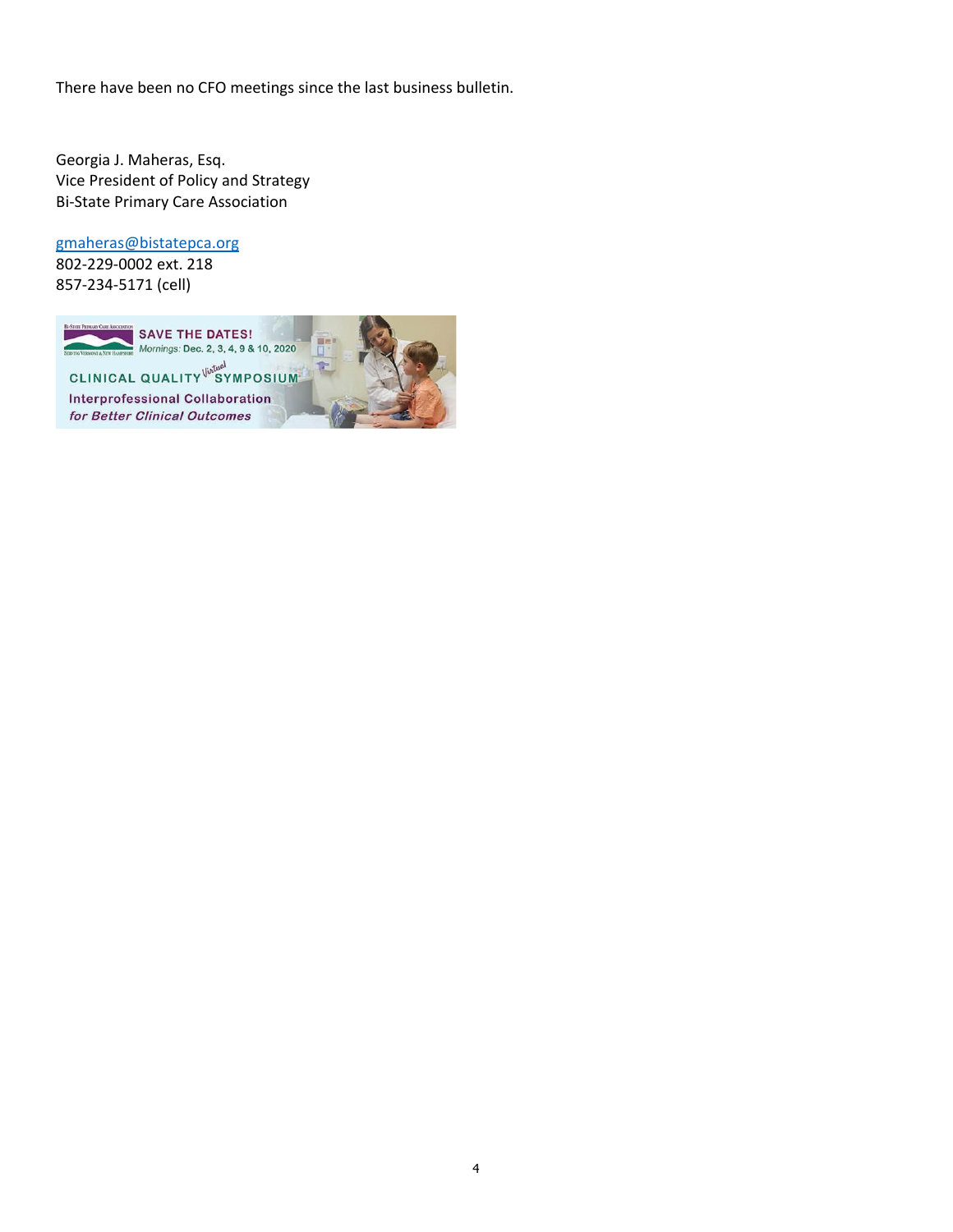There have been no CFO meetings since the last business bulletin.

Georgia J. Maheras, Esq.
Vice President of Policy and Strategy
Bi-State Primary Care Association

gmaheras@bistatepca.org
802-229-0002 ext. 218
857-234-5171 (cell)

SAVE THE DATES!
Mornings: Dec. 2, 3, 4, 9 & 10, 2020
CLINICAL QUALITY *Virtual* SYMPOSIUM
Interprofessional Collaboration
*for Better Clinical Outcomes*